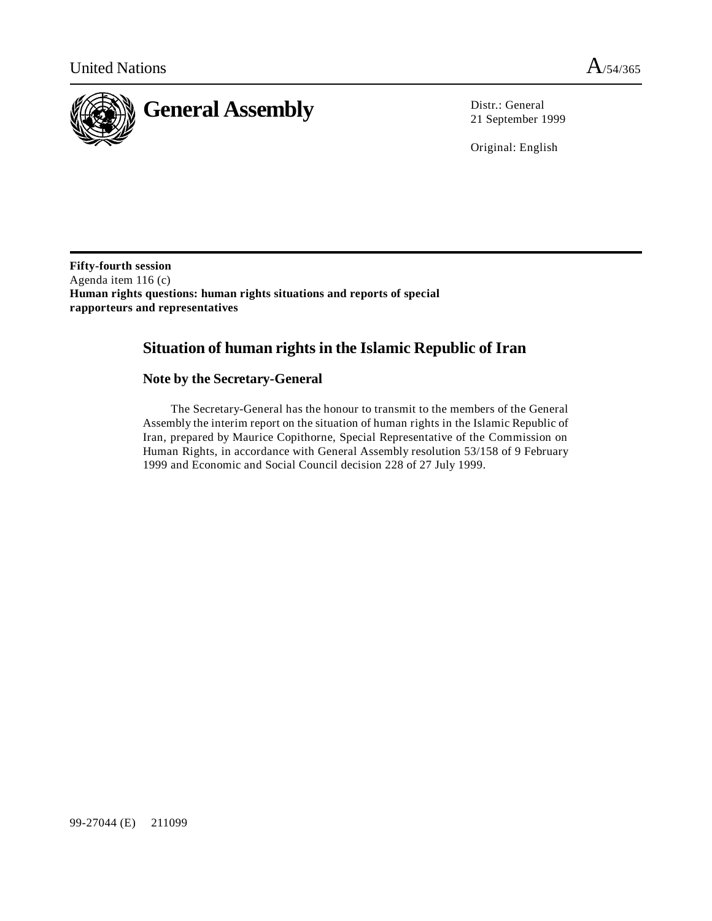United Nations A/54/365

# General Assembly

Distr.: General
21 September 1999

Original: English

**Fifty-fourth session**
Agenda item 116 (c)
**Human rights questions: human rights situations and reports of special rapporteurs and representatives**

## Situation of human rights in the Islamic Republic of Iran

### Note by the Secretary-General

The Secretary-General has the honour to transmit to the members of the General Assembly the interim report on the situation of human rights in the Islamic Republic of Iran, prepared by Maurice Copithorne, Special Representative of the Commission on Human Rights, in accordance with General Assembly resolution 53/158 of 9 February 1999 and Economic and Social Council decision 228 of 27 July 1999.

99-27044 (E) 211099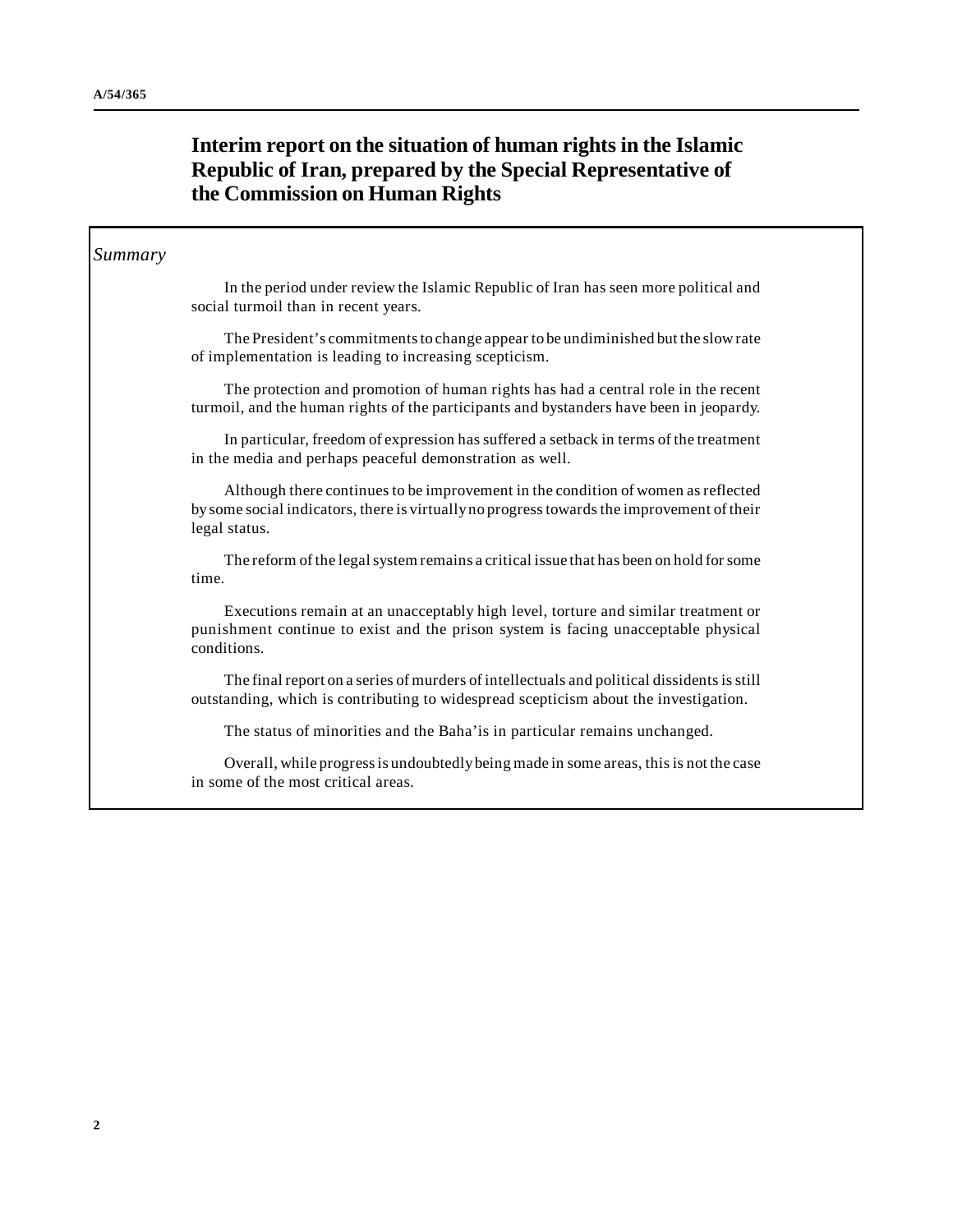# Interim report on the situation of human rights in the Islamic Republic of Iran, prepared by the Special Representative of the Commission on Human Rights

*Summary*

In the period under review the Islamic Republic of Iran has seen more political and social turmoil than in recent years.

The President's commitments to change appear to be undiminished but the slow rate of implementation is leading to increasing scepticism.

The protection and promotion of human rights has had a central role in the recent turmoil, and the human rights of the participants and bystanders have been in jeopardy.

In particular, freedom of expression has suffered a setback in terms of the treatment in the media and perhaps peaceful demonstration as well.

Although there continues to be improvement in the condition of women as reflected by some social indicators, there is virtually no progress towards the improvement of their legal status.

The reform of the legal system remains a critical issue that has been on hold for some time.

Executions remain at an unacceptably high level, torture and similar treatment or punishment continue to exist and the prison system is facing unacceptable physical conditions.

The final report on a series of murders of intellectuals and political dissidents is still outstanding, which is contributing to widespread scepticism about the investigation.

The status of minorities and the Baha'is in particular remains unchanged.

Overall, while progress is undoubtedly being made in some areas, this is not the case in some of the most critical areas.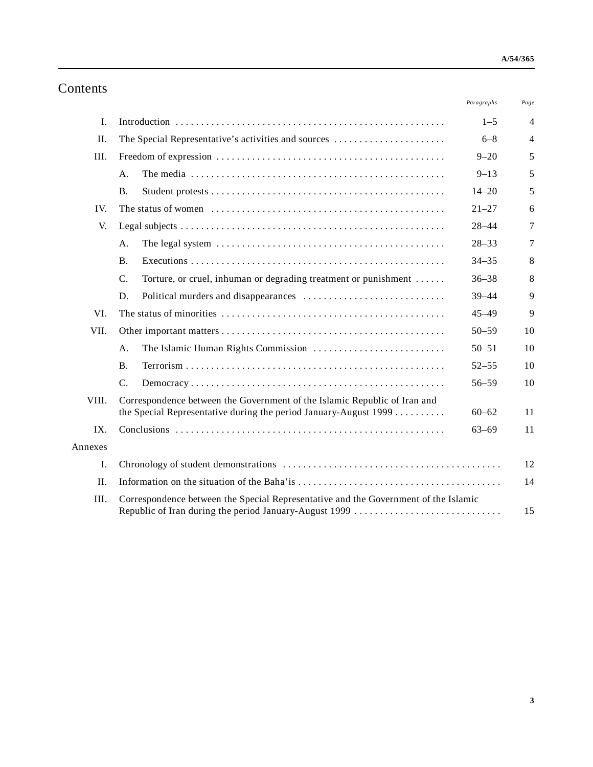# Contents

| | | Paragraphs | Page |
|---|---|---|---|
| I. | Introduction | 1–5 | 4 |
| II. | The Special Representative's activities and sources | 6–8 | 4 |
| III. | Freedom of expression | 9–20 | 5 |
| | A. The media | 9–13 | 5 |
| | B. Student protests | 14–20 | 5 |
| IV. | The status of women | 21–27 | 6 |
| V. | Legal subjects | 28–44 | 7 |
| | A. The legal system | 28–33 | 7 |
| | B. Executions | 34–35 | 8 |
| | C. Torture, or cruel, inhuman or degrading treatment or punishment | 36–38 | 8 |
| | D. Political murders and disappearances | 39–44 | 9 |
| VI. | The status of minorities | 45–49 | 9 |
| VII. | Other important matters | 50–59 | 10 |
| | A. The Islamic Human Rights Commission | 50–51 | 10 |
| | B. Terrorism | 52–55 | 10 |
| | C. Democracy | 56–59 | 10 |
| VIII. | Correspondence between the Government of the Islamic Republic of Iran and the Special Representative during the period January-August 1999 | 60–62 | 11 |
| IX. | Conclusions | 63–69 | 11 |
| Annexes | | | |
| I. | Chronology of student demonstrations | | 12 |
| II. | Information on the situation of the Baha'is | | 14 |
| III. | Correspondence between the Special Representative and the Government of the Islamic Republic of Iran during the period January-August 1999 | | 15 |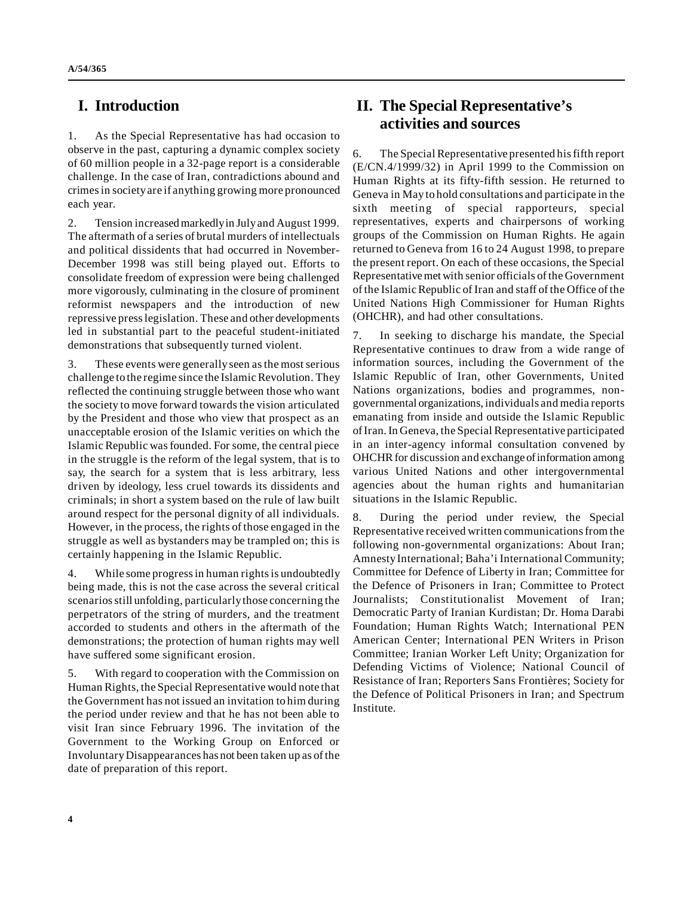# I. Introduction

1. As the Special Representative has had occasion to observe in the past, capturing a dynamic complex society of 60 million people in a 32-page report is a considerable challenge. In the case of Iran, contradictions abound and crimes in society are if anything growing more pronounced each year.

2. Tension increased markedly in July and August 1999. The aftermath of a series of brutal murders of intellectuals and political dissidents that had occurred in November-December 1998 was still being played out. Efforts to consolidate freedom of expression were being challenged more vigorously, culminating in the closure of prominent reformist newspapers and the introduction of new repressive press legislation. These and other developments led in substantial part to the peaceful student-initiated demonstrations that subsequently turned violent.

3. These events were generally seen as the most serious challenge to the regime since the Islamic Revolution. They reflected the continuing struggle between those who want the society to move forward towards the vision articulated by the President and those who view that prospect as an unacceptable erosion of the Islamic verities on which the Islamic Republic was founded. For some, the central piece in the struggle is the reform of the legal system, that is to say, the search for a system that is less arbitrary, less driven by ideology, less cruel towards its dissidents and criminals; in short a system based on the rule of law built around respect for the personal dignity of all individuals. However, in the process, the rights of those engaged in the struggle as well as bystanders may be trampled on; this is certainly happening in the Islamic Republic.

4. While some progress in human rights is undoubtedly being made, this is not the case across the several critical scenarios still unfolding, particularly those concerning the perpetrators of the string of murders, and the treatment accorded to students and others in the aftermath of the demonstrations; the protection of human rights may well have suffered some significant erosion.

5. With regard to cooperation with the Commission on Human Rights, the Special Representative would note that the Government has not issued an invitation to him during the period under review and that he has not been able to visit Iran since February 1996. The invitation of the Government to the Working Group on Enforced or Involuntary Disappearances has not been taken up as of the date of preparation of this report.

# II. The Special Representative's activities and sources

6. The Special Representative presented his fifth report (E/CN.4/1999/32) in April 1999 to the Commission on Human Rights at its fifty-fifth session. He returned to Geneva in May to hold consultations and participate in the sixth meeting of special rapporteurs, special representatives, experts and chairpersons of working groups of the Commission on Human Rights. He again returned to Geneva from 16 to 24 August 1998, to prepare the present report. On each of these occasions, the Special Representative met with senior officials of the Government of the Islamic Republic of Iran and staff of the Office of the United Nations High Commissioner for Human Rights (OHCHR), and had other consultations.

7. In seeking to discharge his mandate, the Special Representative continues to draw from a wide range of information sources, including the Government of the Islamic Republic of Iran, other Governments, United Nations organizations, bodies and programmes, non-governmental organizations, individuals and media reports emanating from inside and outside the Islamic Republic of Iran. In Geneva, the Special Representative participated in an inter-agency informal consultation convened by OHCHR for discussion and exchange of information among various United Nations and other intergovernmental agencies about the human rights and humanitarian situations in the Islamic Republic.

8. During the period under review, the Special Representative received written communications from the following non-governmental organizations: About Iran; Amnesty International; Baha'i International Community; Committee for Defence of Liberty in Iran; Committee for the Defence of Prisoners in Iran; Committee to Protect Journalists; Constitutionalist Movement of Iran; Democratic Party of Iranian Kurdistan; Dr. Homa Darabi Foundation; Human Rights Watch; International PEN American Center; International PEN Writers in Prison Committee; Iranian Worker Left Unity; Organization for Defending Victims of Violence; National Council of Resistance of Iran; Reporters Sans Frontières; Society for the Defence of Political Prisoners in Iran; and Spectrum Institute.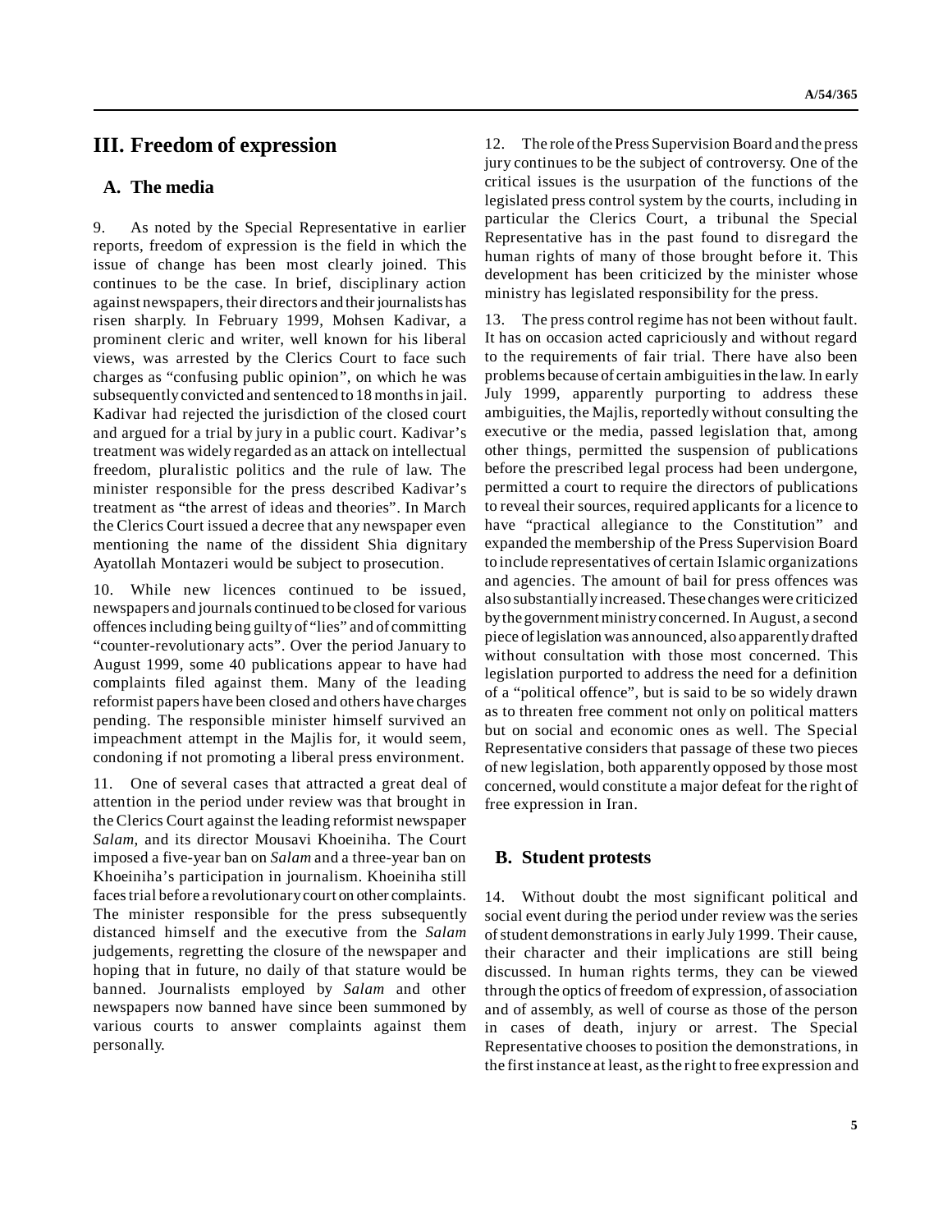## III. Freedom of expression

### A. The media

9. As noted by the Special Representative in earlier reports, freedom of expression is the field in which the issue of change has been most clearly joined. This continues to be the case. In brief, disciplinary action against newspapers, their directors and their journalists has risen sharply. In February 1999, Mohsen Kadivar, a prominent cleric and writer, well known for his liberal views, was arrested by the Clerics Court to face such charges as "confusing public opinion", on which he was subsequently convicted and sentenced to 18 months in jail. Kadivar had rejected the jurisdiction of the closed court and argued for a trial by jury in a public court. Kadivar's treatment was widely regarded as an attack on intellectual freedom, pluralistic politics and the rule of law. The minister responsible for the press described Kadivar's treatment as "the arrest of ideas and theories". In March the Clerics Court issued a decree that any newspaper even mentioning the name of the dissident Shia dignitary Ayatollah Montazeri would be subject to prosecution.

10. While new licences continued to be issued, newspapers and journals continued to be closed for various offences including being guilty of "lies" and of committing "counter-revolutionary acts". Over the period January to August 1999, some 40 publications appear to have had complaints filed against them. Many of the leading reformist papers have been closed and others have charges pending. The responsible minister himself survived an impeachment attempt in the Majlis for, it would seem, condoning if not promoting a liberal press environment.

11. One of several cases that attracted a great deal of attention in the period under review was that brought in the Clerics Court against the leading reformist newspaper *Salam*, and its director Mousavi Khoeiniha. The Court imposed a five-year ban on *Salam* and a three-year ban on Khoeiniha's participation in journalism. Khoeiniha still faces trial before a revolutionary court on other complaints. The minister responsible for the press subsequently distanced himself and the executive from the *Salam* judgements, regretting the closure of the newspaper and hoping that in future, no daily of that stature would be banned. Journalists employed by *Salam* and other newspapers now banned have since been summoned by various courts to answer complaints against them personally.

12. The role of the Press Supervision Board and the press jury continues to be the subject of controversy. One of the critical issues is the usurpation of the functions of the legislated press control system by the courts, including in particular the Clerics Court, a tribunal the Special Representative has in the past found to disregard the human rights of many of those brought before it. This development has been criticized by the minister whose ministry has legislated responsibility for the press.

13. The press control regime has not been without fault. It has on occasion acted capriciously and without regard to the requirements of fair trial. There have also been problems because of certain ambiguities in the law. In early July 1999, apparently purporting to address these ambiguities, the Majlis, reportedly without consulting the executive or the media, passed legislation that, among other things, permitted the suspension of publications before the prescribed legal process had been undergone, permitted a court to require the directors of publications to reveal their sources, required applicants for a licence to have "practical allegiance to the Constitution" and expanded the membership of the Press Supervision Board to include representatives of certain Islamic organizations and agencies. The amount of bail for press offences was also substantially increased. These changes were criticized by the government ministry concerned. In August, a second piece of legislation was announced, also apparently drafted without consultation with those most concerned. This legislation purported to address the need for a definition of a "political offence", but is said to be so widely drawn as to threaten free comment not only on political matters but on social and economic ones as well. The Special Representative considers that passage of these two pieces of new legislation, both apparently opposed by those most concerned, would constitute a major defeat for the right of free expression in Iran.

### B. Student protests

14. Without doubt the most significant political and social event during the period under review was the series of student demonstrations in early July 1999. Their cause, their character and their implications are still being discussed. In human rights terms, they can be viewed through the optics of freedom of expression, of association and of assembly, as well of course as those of the person in cases of death, injury or arrest. The Special Representative chooses to position the demonstrations, in the first instance at least, as the right to free expression and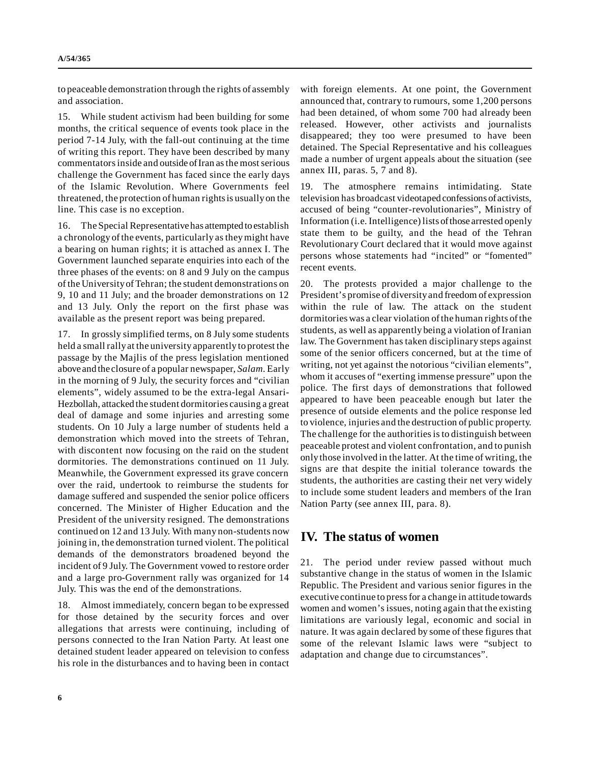to peaceable demonstration through the rights of assembly and association.

15. While student activism had been building for some months, the critical sequence of events took place in the period 7-14 July, with the fall-out continuing at the time of writing this report. They have been described by many commentators inside and outside of Iran as the most serious challenge the Government has faced since the early days of the Islamic Revolution. Where Governments feel threatened, the protection of human rights is usually on the line. This case is no exception.

16. The Special Representative has attempted to establish a chronology of the events, particularly as they might have a bearing on human rights; it is attached as annex I. The Government launched separate enquiries into each of the three phases of the events: on 8 and 9 July on the campus of the University of Tehran; the student demonstrations on 9, 10 and 11 July; and the broader demonstrations on 12 and 13 July. Only the report on the first phase was available as the present report was being prepared.

17. In grossly simplified terms, on 8 July some students held a small rally at the university apparently to protest the passage by the Majlis of the press legislation mentioned above and the closure of a popular newspaper, *Salam*. Early in the morning of 9 July, the security forces and "civilian elements", widely assumed to be the extra-legal Ansari-Hezbollah, attacked the student dormitories causing a great deal of damage and some injuries and arresting some students. On 10 July a large number of students held a demonstration which moved into the streets of Tehran, with discontent now focusing on the raid on the student dormitories. The demonstrations continued on 11 July. Meanwhile, the Government expressed its grave concern over the raid, undertook to reimburse the students for damage suffered and suspended the senior police officers concerned. The Minister of Higher Education and the President of the university resigned. The demonstrations continued on 12 and 13 July. With many non-students now joining in, the demonstration turned violent. The political demands of the demonstrators broadened beyond the incident of 9 July. The Government vowed to restore order and a large pro-Government rally was organized for 14 July. This was the end of the demonstrations.

18. Almost immediately, concern began to be expressed for those detained by the security forces and over allegations that arrests were continuing, including of persons connected to the Iran Nation Party. At least one detained student leader appeared on television to confess his role in the disturbances and to having been in contact with foreign elements. At one point, the Government announced that, contrary to rumours, some 1,200 persons had been detained, of whom some 700 had already been released. However, other activists and journalists disappeared; they too were presumed to have been detained. The Special Representative and his colleagues made a number of urgent appeals about the situation (see annex III, paras. 5, 7 and 8).

19. The atmosphere remains intimidating. State television has broadcast videotaped confessions of activists, accused of being "counter-revolutionaries", Ministry of Information (i.e. Intelligence) lists of those arrested openly state them to be guilty, and the head of the Tehran Revolutionary Court declared that it would move against persons whose statements had "incited" or "fomented" recent events.

20. The protests provided a major challenge to the President's promise of diversity and freedom of expression within the rule of law. The attack on the student dormitories was a clear violation of the human rights of the students, as well as apparently being a violation of Iranian law. The Government has taken disciplinary steps against some of the senior officers concerned, but at the time of writing, not yet against the notorious "civilian elements", whom it accuses of "exerting immense pressure" upon the police. The first days of demonstrations that followed appeared to have been peaceable enough but later the presence of outside elements and the police response led to violence, injuries and the destruction of public property. The challenge for the authorities is to distinguish between peaceable protest and violent confrontation, and to punish only those involved in the latter. At the time of writing, the signs are that despite the initial tolerance towards the students, the authorities are casting their net very widely to include some student leaders and members of the Iran Nation Party (see annex III, para. 8).

# IV. The status of women

21. The period under review passed without much substantive change in the status of women in the Islamic Republic. The President and various senior figures in the executive continue to press for a change in attitude towards women and women's issues, noting again that the existing limitations are variously legal, economic and social in nature. It was again declared by some of these figures that some of the relevant Islamic laws were "subject to adaptation and change due to circumstances".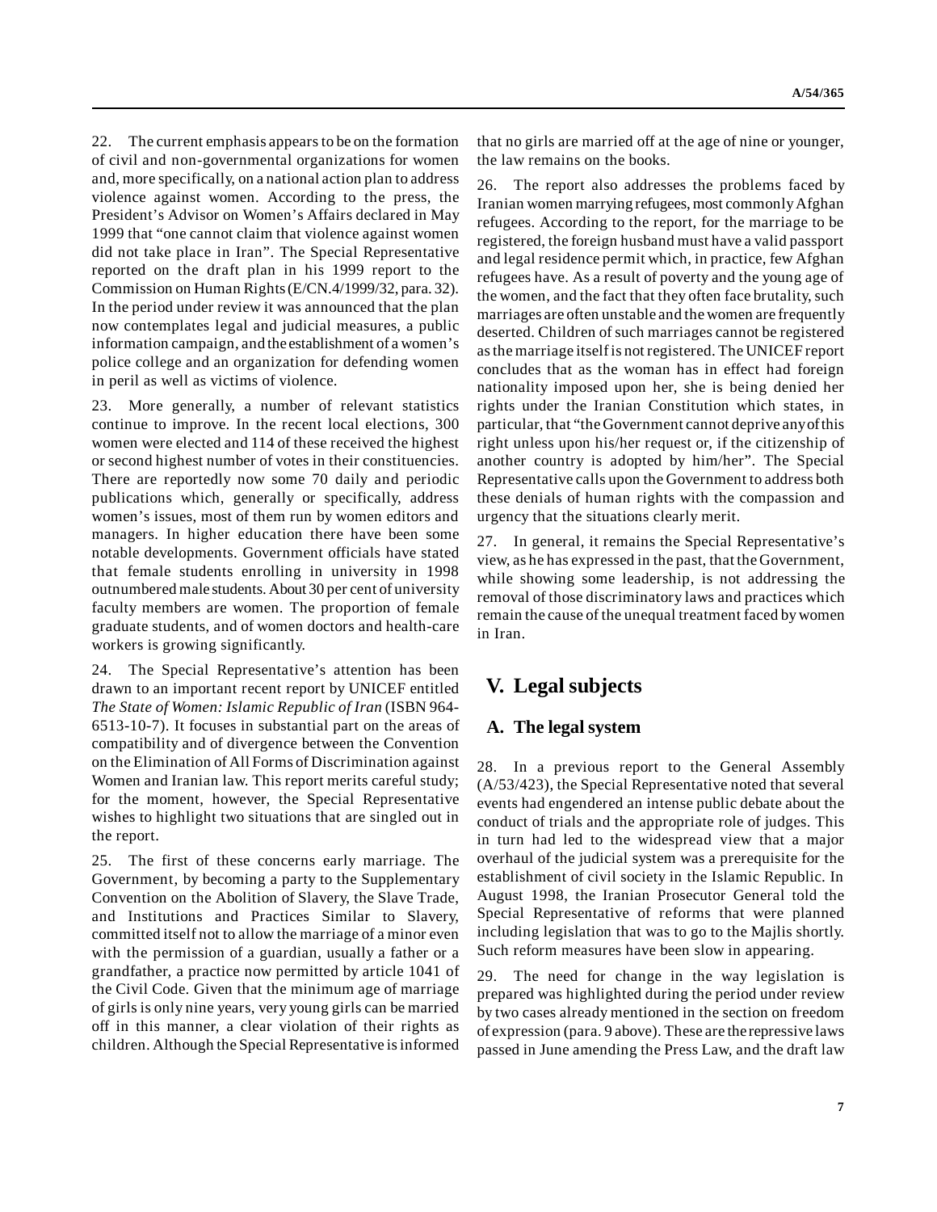22. The current emphasis appears to be on the formation of civil and non-governmental organizations for women and, more specifically, on a national action plan to address violence against women. According to the press, the President's Advisor on Women's Affairs declared in May 1999 that "one cannot claim that violence against women did not take place in Iran". The Special Representative reported on the draft plan in his 1999 report to the Commission on Human Rights (E/CN.4/1999/32, para. 32). In the period under review it was announced that the plan now contemplates legal and judicial measures, a public information campaign, and the establishment of a women's police college and an organization for defending women in peril as well as victims of violence.

23. More generally, a number of relevant statistics continue to improve. In the recent local elections, 300 women were elected and 114 of these received the highest or second highest number of votes in their constituencies. There are reportedly now some 70 daily and periodic publications which, generally or specifically, address women's issues, most of them run by women editors and managers. In higher education there have been some notable developments. Government officials have stated that female students enrolling in university in 1998 outnumbered male students. About 30 per cent of university faculty members are women. The proportion of female graduate students, and of women doctors and health-care workers is growing significantly.

24. The Special Representative's attention has been drawn to an important recent report by UNICEF entitled *The State of Women: Islamic Republic of Iran* (ISBN 964-6513-10-7). It focuses in substantial part on the areas of compatibility and of divergence between the Convention on the Elimination of All Forms of Discrimination against Women and Iranian law. This report merits careful study; for the moment, however, the Special Representative wishes to highlight two situations that are singled out in the report.

25. The first of these concerns early marriage. The Government, by becoming a party to the Supplementary Convention on the Abolition of Slavery, the Slave Trade, and Institutions and Practices Similar to Slavery, committed itself not to allow the marriage of a minor even with the permission of a guardian, usually a father or a grandfather, a practice now permitted by article 1041 of the Civil Code. Given that the minimum age of marriage of girls is only nine years, very young girls can be married off in this manner, a clear violation of their rights as children. Although the Special Representative is informed that no girls are married off at the age of nine or younger, the law remains on the books.

26. The report also addresses the problems faced by Iranian women marrying refugees, most commonly Afghan refugees. According to the report, for the marriage to be registered, the foreign husband must have a valid passport and legal residence permit which, in practice, few Afghan refugees have. As a result of poverty and the young age of the women, and the fact that they often face brutality, such marriages are often unstable and the women are frequently deserted. Children of such marriages cannot be registered as the marriage itself is not registered. The UNICEF report concludes that as the woman has in effect had foreign nationality imposed upon her, she is being denied her rights under the Iranian Constitution which states, in particular, that "the Government cannot deprive any of this right unless upon his/her request or, if the citizenship of another country is adopted by him/her". The Special Representative calls upon the Government to address both these denials of human rights with the compassion and urgency that the situations clearly merit.

27. In general, it remains the Special Representative's view, as he has expressed in the past, that the Government, while showing some leadership, is not addressing the removal of those discriminatory laws and practices which remain the cause of the unequal treatment faced by women in Iran.

## V. Legal subjects

### A. The legal system

28. In a previous report to the General Assembly (A/53/423), the Special Representative noted that several events had engendered an intense public debate about the conduct of trials and the appropriate role of judges. This in turn had led to the widespread view that a major overhaul of the judicial system was a prerequisite for the establishment of civil society in the Islamic Republic. In August 1998, the Iranian Prosecutor General told the Special Representative of reforms that were planned including legislation that was to go to the Majlis shortly. Such reform measures have been slow in appearing.

29. The need for change in the way legislation is prepared was highlighted during the period under review by two cases already mentioned in the section on freedom of expression (para. 9 above). These are the repressive laws passed in June amending the Press Law, and the draft law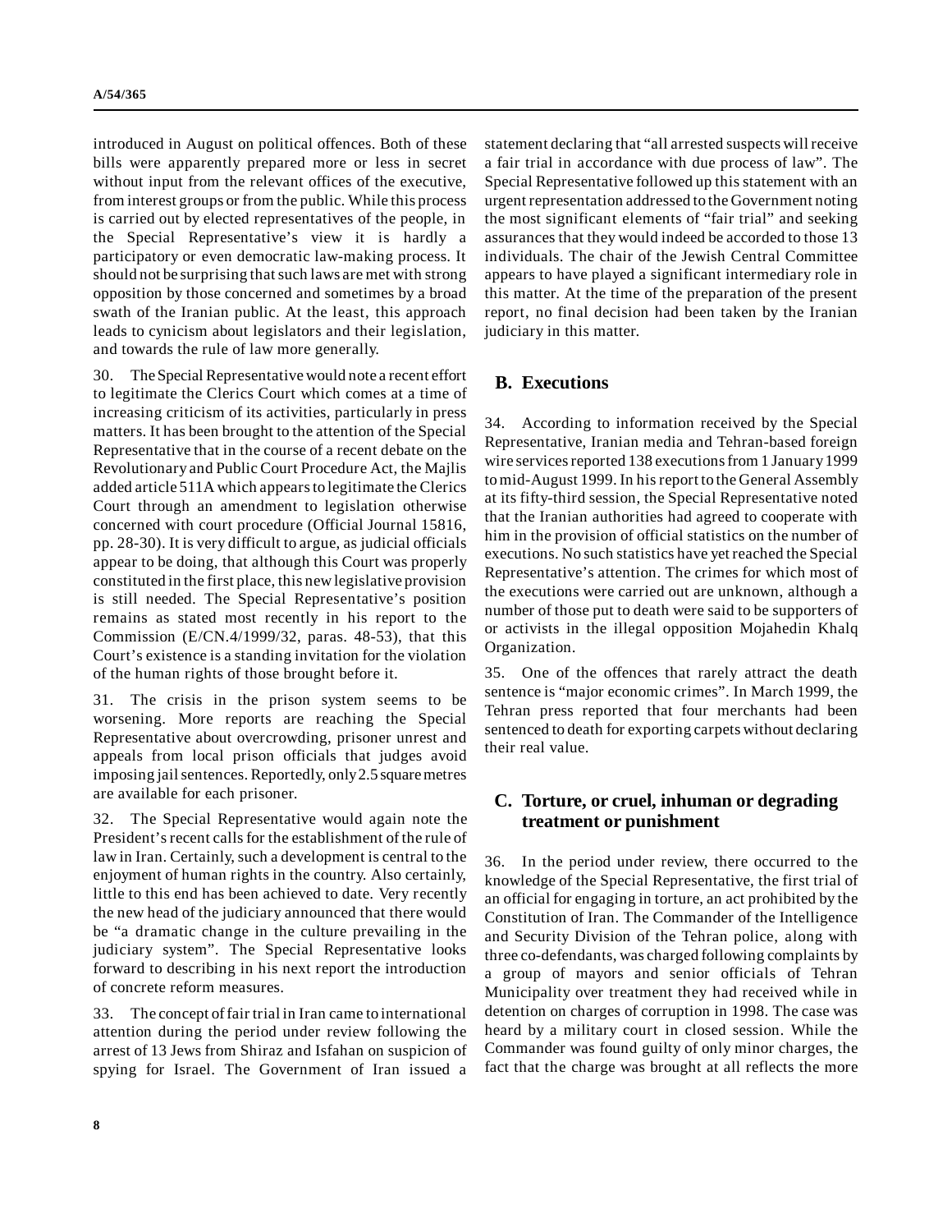introduced in August on political offences. Both of these bills were apparently prepared more or less in secret without input from the relevant offices of the executive, from interest groups or from the public. While this process is carried out by elected representatives of the people, in the Special Representative's view it is hardly a participatory or even democratic law-making process. It should not be surprising that such laws are met with strong opposition by those concerned and sometimes by a broad swath of the Iranian public. At the least, this approach leads to cynicism about legislators and their legislation, and towards the rule of law more generally.

30. The Special Representative would note a recent effort to legitimate the Clerics Court which comes at a time of increasing criticism of its activities, particularly in press matters. It has been brought to the attention of the Special Representative that in the course of a recent debate on the Revolutionary and Public Court Procedure Act, the Majlis added article 511A which appears to legitimate the Clerics Court through an amendment to legislation otherwise concerned with court procedure (Official Journal 15816, pp. 28-30). It is very difficult to argue, as judicial officials appear to be doing, that although this Court was properly constituted in the first place, this new legislative provision is still needed. The Special Representative's position remains as stated most recently in his report to the Commission (E/CN.4/1999/32, paras. 48-53), that this Court's existence is a standing invitation for the violation of the human rights of those brought before it.

31. The crisis in the prison system seems to be worsening. More reports are reaching the Special Representative about overcrowding, prisoner unrest and appeals from local prison officials that judges avoid imposing jail sentences. Reportedly, only 2.5 square metres are available for each prisoner.

32. The Special Representative would again note the President's recent calls for the establishment of the rule of law in Iran. Certainly, such a development is central to the enjoyment of human rights in the country. Also certainly, little to this end has been achieved to date. Very recently the new head of the judiciary announced that there would be "a dramatic change in the culture prevailing in the judiciary system". The Special Representative looks forward to describing in his next report the introduction of concrete reform measures.

33. The concept of fair trial in Iran came to international attention during the period under review following the arrest of 13 Jews from Shiraz and Isfahan on suspicion of spying for Israel. The Government of Iran issued a statement declaring that "all arrested suspects will receive a fair trial in accordance with due process of law". The Special Representative followed up this statement with an urgent representation addressed to the Government noting the most significant elements of "fair trial" and seeking assurances that they would indeed be accorded to those 13 individuals. The chair of the Jewish Central Committee appears to have played a significant intermediary role in this matter. At the time of the preparation of the present report, no final decision had been taken by the Iranian judiciary in this matter.

## B. Executions

34. According to information received by the Special Representative, Iranian media and Tehran-based foreign wire services reported 138 executions from 1 January 1999 to mid-August 1999. In his report to the General Assembly at its fifty-third session, the Special Representative noted that the Iranian authorities had agreed to cooperate with him in the provision of official statistics on the number of executions. No such statistics have yet reached the Special Representative's attention. The crimes for which most of the executions were carried out are unknown, although a number of those put to death were said to be supporters of or activists in the illegal opposition Mojahedin Khalq Organization.

35. One of the offences that rarely attract the death sentence is "major economic crimes". In March 1999, the Tehran press reported that four merchants had been sentenced to death for exporting carpets without declaring their real value.

## C. Torture, or cruel, inhuman or degrading treatment or punishment

36. In the period under review, there occurred to the knowledge of the Special Representative, the first trial of an official for engaging in torture, an act prohibited by the Constitution of Iran. The Commander of the Intelligence and Security Division of the Tehran police, along with three co-defendants, was charged following complaints by a group of mayors and senior officials of Tehran Municipality over treatment they had received while in detention on charges of corruption in 1998. The case was heard by a military court in closed session. While the Commander was found guilty of only minor charges, the fact that the charge was brought at all reflects the more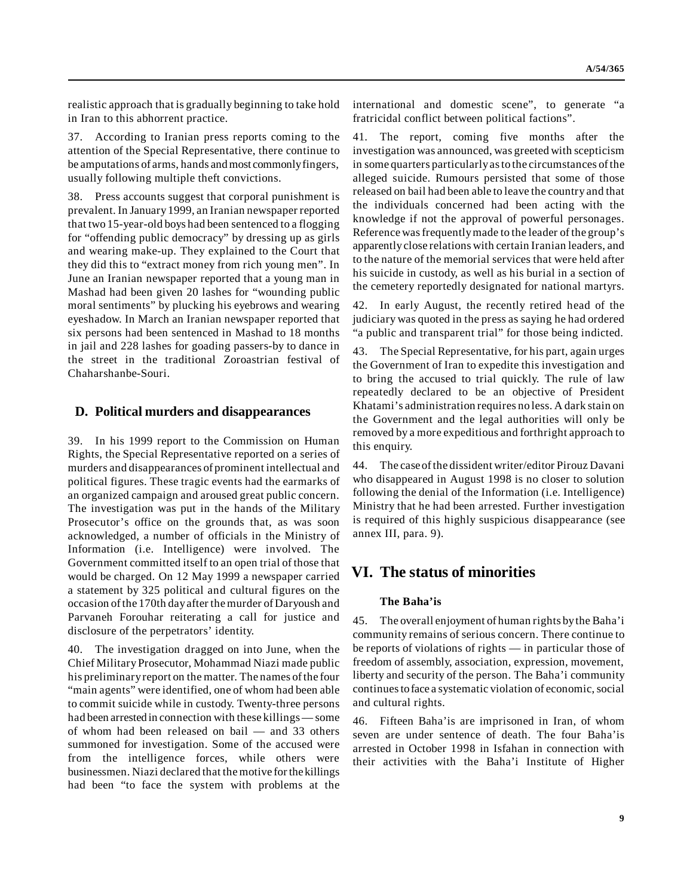realistic approach that is gradually beginning to take hold in Iran to this abhorrent practice.

37. According to Iranian press reports coming to the attention of the Special Representative, there continue to be amputations of arms, hands and most commonly fingers, usually following multiple theft convictions.

38. Press accounts suggest that corporal punishment is prevalent. In January 1999, an Iranian newspaper reported that two 15-year-old boys had been sentenced to a flogging for "offending public democracy" by dressing up as girls and wearing make-up. They explained to the Court that they did this to "extract money from rich young men". In June an Iranian newspaper reported that a young man in Mashad had been given 20 lashes for "wounding public moral sentiments" by plucking his eyebrows and wearing eyeshadow. In March an Iranian newspaper reported that six persons had been sentenced in Mashad to 18 months in jail and 228 lashes for goading passers-by to dance in the street in the traditional Zoroastrian festival of Chaharshanbe-Souri.

## D. Political murders and disappearances

39. In his 1999 report to the Commission on Human Rights, the Special Representative reported on a series of murders and disappearances of prominent intellectual and political figures. These tragic events had the earmarks of an organized campaign and aroused great public concern. The investigation was put in the hands of the Military Prosecutor's office on the grounds that, as was soon acknowledged, a number of officials in the Ministry of Information (i.e. Intelligence) were involved. The Government committed itself to an open trial of those that would be charged. On 12 May 1999 a newspaper carried a statement by 325 political and cultural figures on the occasion of the 170th day after the murder of Daryoush and Parvaneh Forouhar reiterating a call for justice and disclosure of the perpetrators' identity.

40. The investigation dragged on into June, when the Chief Military Prosecutor, Mohammad Niazi made public his preliminary report on the matter. The names of the four "main agents" were identified, one of whom had been able to commit suicide while in custody. Twenty-three persons had been arrested in connection with these killings — some of whom had been released on bail — and 33 others summoned for investigation. Some of the accused were from the intelligence forces, while others were businessmen. Niazi declared that the motive for the killings had been "to face the system with problems at the international and domestic scene", to generate "a fratricidal conflict between political factions".

41. The report, coming five months after the investigation was announced, was greeted with scepticism in some quarters particularly as to the circumstances of the alleged suicide. Rumours persisted that some of those released on bail had been able to leave the country and that the individuals concerned had been acting with the knowledge if not the approval of powerful personages. Reference was frequently made to the leader of the group's apparently close relations with certain Iranian leaders, and to the nature of the memorial services that were held after his suicide in custody, as well as his burial in a section of the cemetery reportedly designated for national martyrs.

42. In early August, the recently retired head of the judiciary was quoted in the press as saying he had ordered "a public and transparent trial" for those being indicted.

43. The Special Representative, for his part, again urges the Government of Iran to expedite this investigation and to bring the accused to trial quickly. The rule of law repeatedly declared to be an objective of President Khatami's administration requires no less. A dark stain on the Government and the legal authorities will only be removed by a more expeditious and forthright approach to this enquiry.

44. The case of the dissident writer/editor Pirouz Davani who disappeared in August 1998 is no closer to solution following the denial of the Information (i.e. Intelligence) Ministry that he had been arrested. Further investigation is required of this highly suspicious disappearance (see annex III, para. 9).

# VI. The status of minorities

### The Baha'is

45. The overall enjoyment of human rights by the Baha'i community remains of serious concern. There continue to be reports of violations of rights — in particular those of freedom of assembly, association, expression, movement, liberty and security of the person. The Baha'i community continues to face a systematic violation of economic, social and cultural rights.

46. Fifteen Baha'is are imprisoned in Iran, of whom seven are under sentence of death. The four Baha'is arrested in October 1998 in Isfahan in connection with their activities with the Baha'i Institute of Higher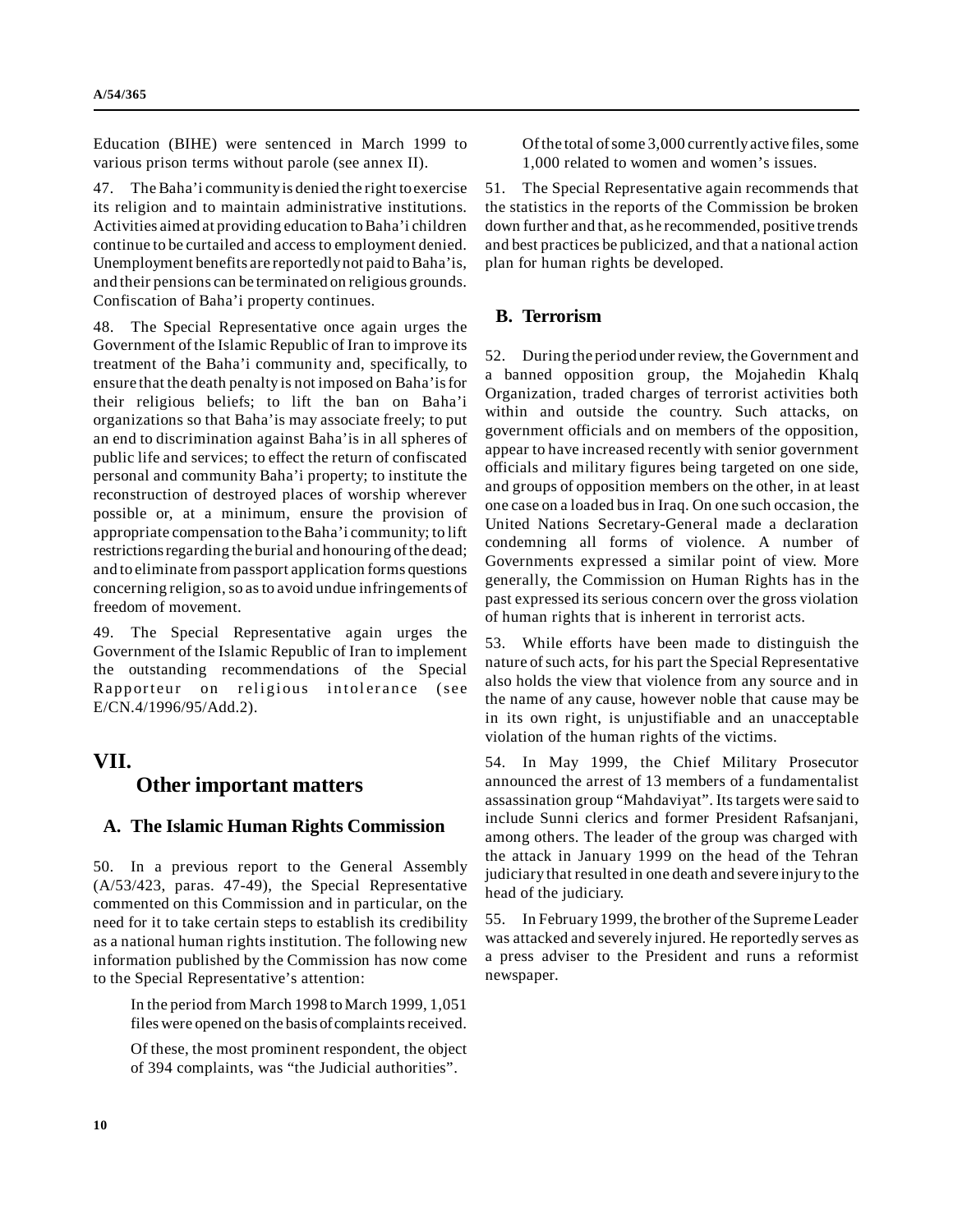Education (BIHE) were sentenced in March 1999 to various prison terms without parole (see annex II).

47. The Baha'i community is denied the right to exercise its religion and to maintain administrative institutions. Activities aimed at providing education to Baha'i children continue to be curtailed and access to employment denied. Unemployment benefits are reportedly not paid to Baha'is, and their pensions can be terminated on religious grounds. Confiscation of Baha'i property continues.

48. The Special Representative once again urges the Government of the Islamic Republic of Iran to improve its treatment of the Baha'i community and, specifically, to ensure that the death penalty is not imposed on Baha'is for their religious beliefs; to lift the ban on Baha'i organizations so that Baha'is may associate freely; to put an end to discrimination against Baha'is in all spheres of public life and services; to effect the return of confiscated personal and community Baha'i property; to institute the reconstruction of destroyed places of worship wherever possible or, at a minimum, ensure the provision of appropriate compensation to the Baha'i community; to lift restrictions regarding the burial and honouring of the dead; and to eliminate from passport application forms questions concerning religion, so as to avoid undue infringements of freedom of movement.

49. The Special Representative again urges the Government of the Islamic Republic of Iran to implement the outstanding recommendations of the Special Rapporteur on religious intolerance (see E/CN.4/1996/95/Add.2).

# VII. Other important matters

## A. The Islamic Human Rights Commission

50. In a previous report to the General Assembly (A/53/423, paras. 47-49), the Special Representative commented on this Commission and in particular, on the need for it to take certain steps to establish its credibility as a national human rights institution. The following new information published by the Commission has now come to the Special Representative's attention:

> In the period from March 1998 to March 1999, 1,051 files were opened on the basis of complaints received.
>
> Of these, the most prominent respondent, the object of 394 complaints, was "the Judicial authorities".
>
> Of the total of some 3,000 currently active files, some 1,000 related to women and women's issues.

51. The Special Representative again recommends that the statistics in the reports of the Commission be broken down further and that, as he recommended, positive trends and best practices be publicized, and that a national action plan for human rights be developed.

## B. Terrorism

52. During the period under review, the Government and a banned opposition group, the Mojahedin Khalq Organization, traded charges of terrorist activities both within and outside the country. Such attacks, on government officials and on members of the opposition, appear to have increased recently with senior government officials and military figures being targeted on one side, and groups of opposition members on the other, in at least one case on a loaded bus in Iraq. On one such occasion, the United Nations Secretary-General made a declaration condemning all forms of violence. A number of Governments expressed a similar point of view. More generally, the Commission on Human Rights has in the past expressed its serious concern over the gross violation of human rights that is inherent in terrorist acts.

53. While efforts have been made to distinguish the nature of such acts, for his part the Special Representative also holds the view that violence from any source and in the name of any cause, however noble that cause may be in its own right, is unjustifiable and an unacceptable violation of the human rights of the victims.

54. In May 1999, the Chief Military Prosecutor announced the arrest of 13 members of a fundamentalist assassination group "Mahdaviyat". Its targets were said to include Sunni clerics and former President Rafsanjani, among others. The leader of the group was charged with the attack in January 1999 on the head of the Tehran judiciary that resulted in one death and severe injury to the head of the judiciary.

55. In February 1999, the brother of the Supreme Leader was attacked and severely injured. He reportedly serves as a press adviser to the President and runs a reformist newspaper.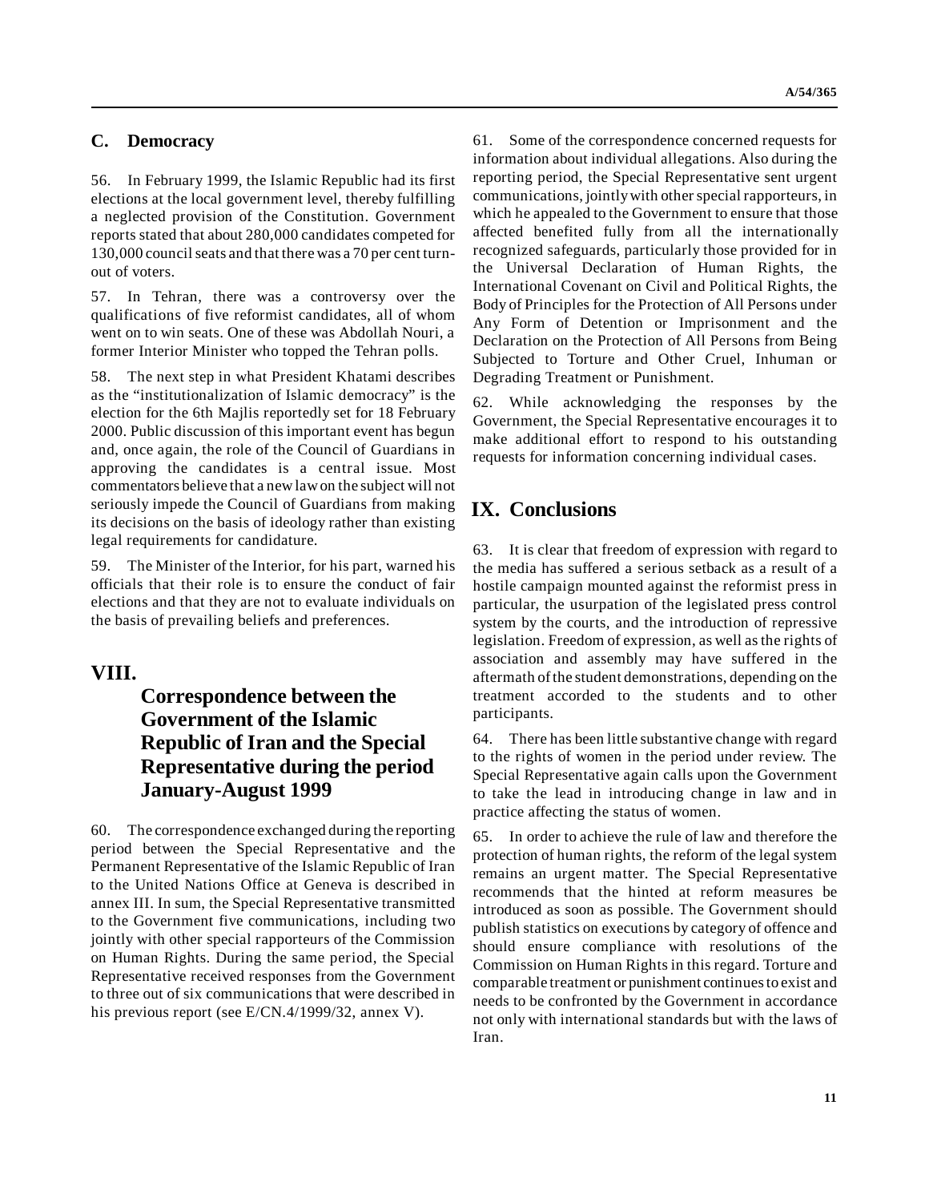### C. Democracy

56. In February 1999, the Islamic Republic had its first elections at the local government level, thereby fulfilling a neglected provision of the Constitution. Government reports stated that about 280,000 candidates competed for 130,000 council seats and that there was a 70 per cent turn-out of voters.

57. In Tehran, there was a controversy over the qualifications of five reformist candidates, all of whom went on to win seats. One of these was Abdollah Nouri, a former Interior Minister who topped the Tehran polls.

58. The next step in what President Khatami describes as the "institutionalization of Islamic democracy" is the election for the 6th Majlis reportedly set for 18 February 2000. Public discussion of this important event has begun and, once again, the role of the Council of Guardians in approving the candidates is a central issue. Most commentators believe that a new law on the subject will not seriously impede the Council of Guardians from making its decisions on the basis of ideology rather than existing legal requirements for candidature.

59. The Minister of the Interior, for his part, warned his officials that their role is to ensure the conduct of fair elections and that they are not to evaluate individuals on the basis of prevailing beliefs and preferences.

## VIII. Correspondence between the Government of the Islamic Republic of Iran and the Special Representative during the period January-August 1999

60. The correspondence exchanged during the reporting period between the Special Representative and the Permanent Representative of the Islamic Republic of Iran to the United Nations Office at Geneva is described in annex III. In sum, the Special Representative transmitted to the Government five communications, including two jointly with other special rapporteurs of the Commission on Human Rights. During the same period, the Special Representative received responses from the Government to three out of six communications that were described in his previous report (see E/CN.4/1999/32, annex V).

61. Some of the correspondence concerned requests for information about individual allegations. Also during the reporting period, the Special Representative sent urgent communications, jointly with other special rapporteurs, in which he appealed to the Government to ensure that those affected benefited fully from all the internationally recognized safeguards, particularly those provided for in the Universal Declaration of Human Rights, the International Covenant on Civil and Political Rights, the Body of Principles for the Protection of All Persons under Any Form of Detention or Imprisonment and the Declaration on the Protection of All Persons from Being Subjected to Torture and Other Cruel, Inhuman or Degrading Treatment or Punishment.

62. While acknowledging the responses by the Government, the Special Representative encourages it to make additional effort to respond to his outstanding requests for information concerning individual cases.

## IX. Conclusions

63. It is clear that freedom of expression with regard to the media has suffered a serious setback as a result of a hostile campaign mounted against the reformist press in particular, the usurpation of the legislated press control system by the courts, and the introduction of repressive legislation. Freedom of expression, as well as the rights of association and assembly may have suffered in the aftermath of the student demonstrations, depending on the treatment accorded to the students and to other participants.

64. There has been little substantive change with regard to the rights of women in the period under review. The Special Representative again calls upon the Government to take the lead in introducing change in law and in practice affecting the status of women.

65. In order to achieve the rule of law and therefore the protection of human rights, the reform of the legal system remains an urgent matter. The Special Representative recommends that the hinted at reform measures be introduced as soon as possible. The Government should publish statistics on executions by category of offence and should ensure compliance with resolutions of the Commission on Human Rights in this regard. Torture and comparable treatment or punishment continues to exist and needs to be confronted by the Government in accordance not only with international standards but with the laws of Iran.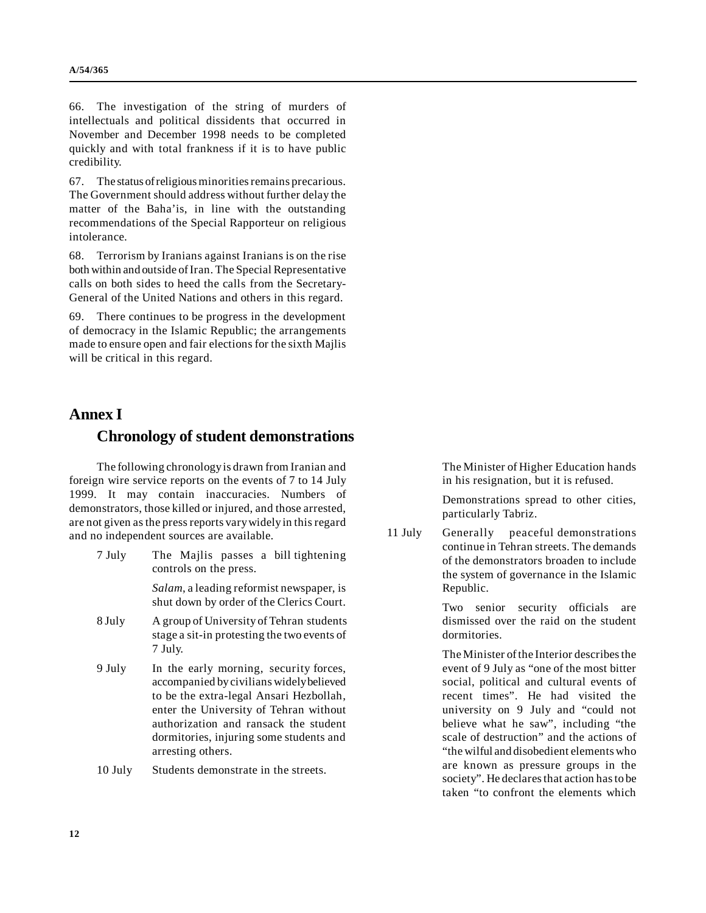66. The investigation of the string of murders of intellectuals and political dissidents that occurred in November and December 1998 needs to be completed quickly and with total frankness if it is to have public credibility.

67. The status of religious minorities remains precarious. The Government should address without further delay the matter of the Baha'is, in line with the outstanding recommendations of the Special Rapporteur on religious intolerance.

68. Terrorism by Iranians against Iranians is on the rise both within and outside of Iran. The Special Representative calls on both sides to heed the calls from the Secretary-General of the United Nations and others in this regard.

69. There continues to be progress in the development of democracy in the Islamic Republic; the arrangements made to ensure open and fair elections for the sixth Majlis will be critical in this regard.

# Annex I

## Chronology of student demonstrations

The following chronology is drawn from Iranian and foreign wire service reports on the events of 7 to 14 July 1999. It may contain inaccuracies. Numbers of demonstrators, those killed or injured, and those arrested, are not given as the press reports vary widely in this regard and no independent sources are available.

7 July — The Majlis passes a bill tightening controls on the press.

*Salam*, a leading reformist newspaper, is shut down by order of the Clerics Court.

8 July — A group of University of Tehran students stage a sit-in protesting the two events of 7 July.

9 July — In the early morning, security forces, accompanied by civilians widely believed to be the extra-legal Ansari Hezbollah, enter the University of Tehran without authorization and ransack the student dormitories, injuring some students and arresting others.

10 July — Students demonstrate in the streets.

The Minister of Higher Education hands in his resignation, but it is refused.

Demonstrations spread to other cities, particularly Tabriz.

11 July — Generally peaceful demonstrations continue in Tehran streets. The demands of the demonstrators broaden to include the system of governance in the Islamic Republic.

Two senior security officials are dismissed over the raid on the student dormitories.

The Minister of the Interior describes the event of 9 July as "one of the most bitter social, political and cultural events of recent times". He had visited the university on 9 July and "could not believe what he saw", including "the scale of destruction" and the actions of "the wilful and disobedient elements who are known as pressure groups in the society". He declares that action has to be taken "to confront the elements which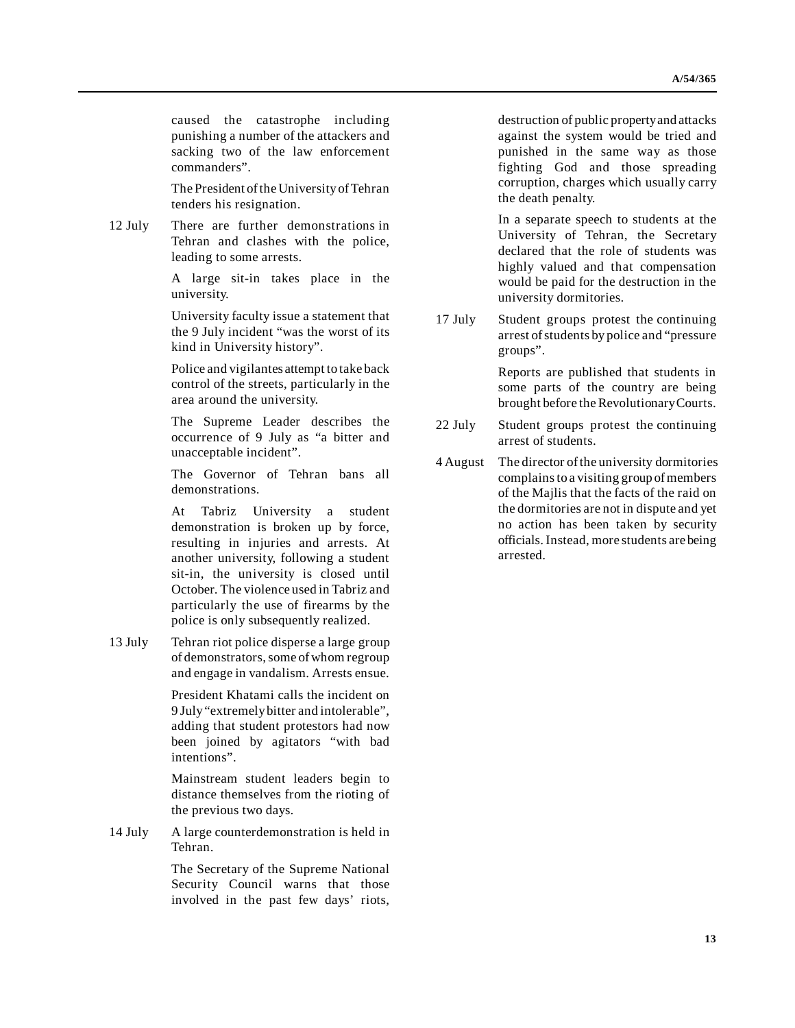caused the catastrophe including punishing a number of the attackers and sacking two of the law enforcement commanders".

The President of the University of Tehran tenders his resignation.

12 July There are further demonstrations in Tehran and clashes with the police, leading to some arrests.

A large sit-in takes place in the university.

University faculty issue a statement that the 9 July incident "was the worst of its kind in University history".

Police and vigilantes attempt to take back control of the streets, particularly in the area around the university.

The Supreme Leader describes the occurrence of 9 July as "a bitter and unacceptable incident".

The Governor of Tehran bans all demonstrations.

At Tabriz University a student demonstration is broken up by force, resulting in injuries and arrests. At another university, following a student sit-in, the university is closed until October. The violence used in Tabriz and particularly the use of firearms by the police is only subsequently realized.

13 July Tehran riot police disperse a large group of demonstrators, some of whom regroup and engage in vandalism. Arrests ensue.

President Khatami calls the incident on 9 July "extremely bitter and intolerable", adding that student protestors had now been joined by agitators "with bad intentions".

Mainstream student leaders begin to distance themselves from the rioting of the previous two days.

14 July A large counterdemonstration is held in Tehran.

The Secretary of the Supreme National Security Council warns that those involved in the past few days' riots, destruction of public property and attacks against the system would be tried and punished in the same way as those fighting God and those spreading corruption, charges which usually carry the death penalty.

In a separate speech to students at the University of Tehran, the Secretary declared that the role of students was highly valued and that compensation would be paid for the destruction in the university dormitories.

17 July Student groups protest the continuing arrest of students by police and "pressure groups".

Reports are published that students in some parts of the country are being brought before the Revolutionary Courts.

22 July Student groups protest the continuing arrest of students.

4 August The director of the university dormitories complains to a visiting group of members of the Majlis that the facts of the raid on the dormitories are not in dispute and yet no action has been taken by security officials. Instead, more students are being arrested.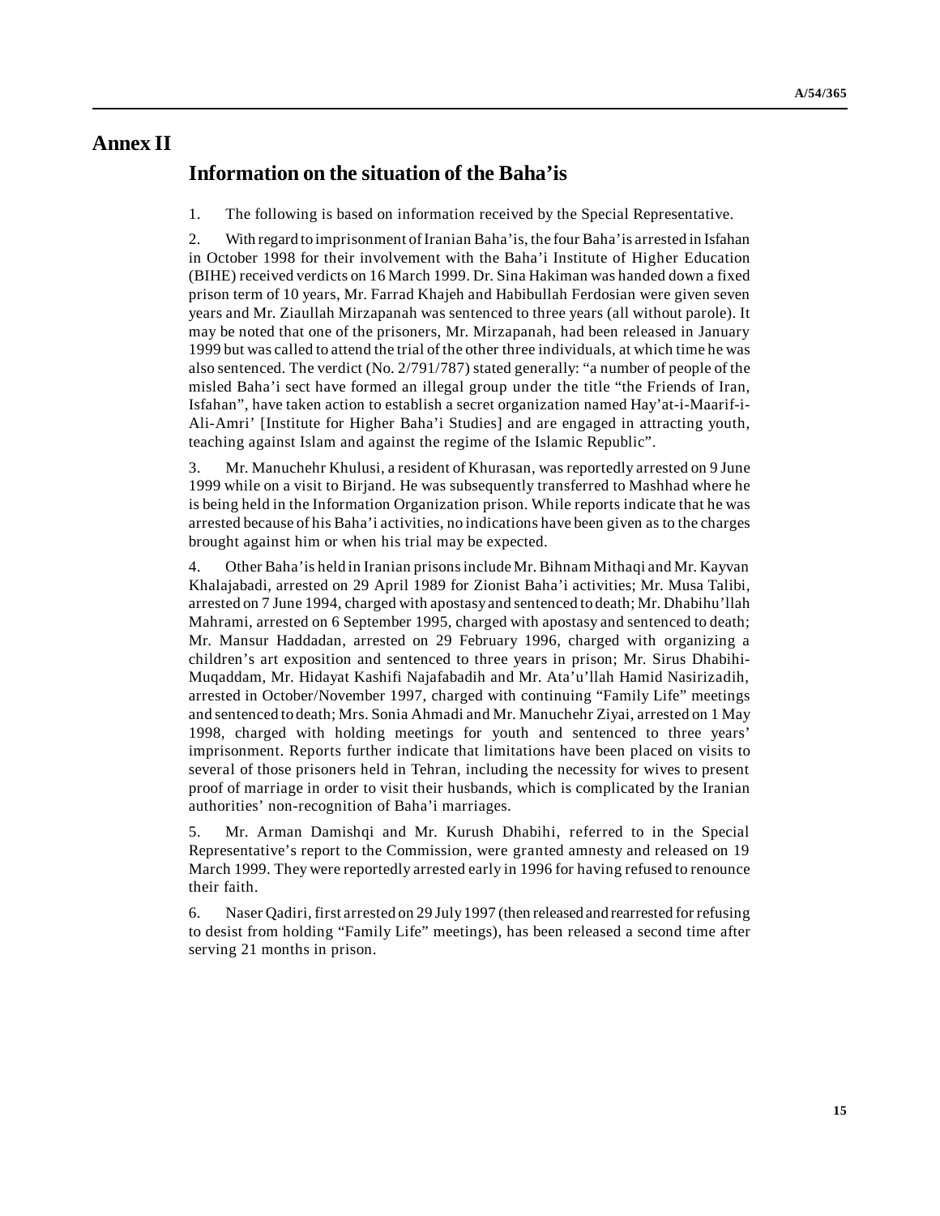# Annex II

## Information on the situation of the Baha'is

1. The following is based on information received by the Special Representative.

2. With regard to imprisonment of Iranian Baha'is, the four Baha'is arrested in Isfahan in October 1998 for their involvement with the Baha'i Institute of Higher Education (BIHE) received verdicts on 16 March 1999. Dr. Sina Hakiman was handed down a fixed prison term of 10 years, Mr. Farrad Khajeh and Habibullah Ferdosian were given seven years and Mr. Ziaullah Mirzapanah was sentenced to three years (all without parole). It may be noted that one of the prisoners, Mr. Mirzapanah, had been released in January 1999 but was called to attend the trial of the other three individuals, at which time he was also sentenced. The verdict (No. 2/791/787) stated generally: "a number of people of the misled Baha'i sect have formed an illegal group under the title "the Friends of Iran, Isfahan", have taken action to establish a secret organization named Hay'at-i-Maarif-i-Ali-Amri' [Institute for Higher Baha'i Studies] and are engaged in attracting youth, teaching against Islam and against the regime of the Islamic Republic".

3. Mr. Manuchehr Khulusi, a resident of Khurasan, was reportedly arrested on 9 June 1999 while on a visit to Birjand. He was subsequently transferred to Mashhad where he is being held in the Information Organization prison. While reports indicate that he was arrested because of his Baha'i activities, no indications have been given as to the charges brought against him or when his trial may be expected.

4. Other Baha'is held in Iranian prisons include Mr. Bihnam Mithaqi and Mr. Kayvan Khalajabadi, arrested on 29 April 1989 for Zionist Baha'i activities; Mr. Musa Talibi, arrested on 7 June 1994, charged with apostasy and sentenced to death; Mr. Dhabihu'llah Mahrami, arrested on 6 September 1995, charged with apostasy and sentenced to death; Mr. Mansur Haddadan, arrested on 29 February 1996, charged with organizing a children's art exposition and sentenced to three years in prison; Mr. Sirus Dhabihi-Muqaddam, Mr. Hidayat Kashifi Najafabadih and Mr. Ata'u'llah Hamid Nasirizadih, arrested in October/November 1997, charged with continuing "Family Life" meetings and sentenced to death; Mrs. Sonia Ahmadi and Mr. Manuchehr Ziyai, arrested on 1 May 1998, charged with holding meetings for youth and sentenced to three years' imprisonment. Reports further indicate that limitations have been placed on visits to several of those prisoners held in Tehran, including the necessity for wives to present proof of marriage in order to visit their husbands, which is complicated by the Iranian authorities' non-recognition of Baha'i marriages.

5. Mr. Arman Damishqi and Mr. Kurush Dhabihi, referred to in the Special Representative's report to the Commission, were granted amnesty and released on 19 March 1999. They were reportedly arrested early in 1996 for having refused to renounce their faith.

6. Naser Qadiri, first arrested on 29 July 1997 (then released and rearrested for refusing to desist from holding "Family Life" meetings), has been released a second time after serving 21 months in prison.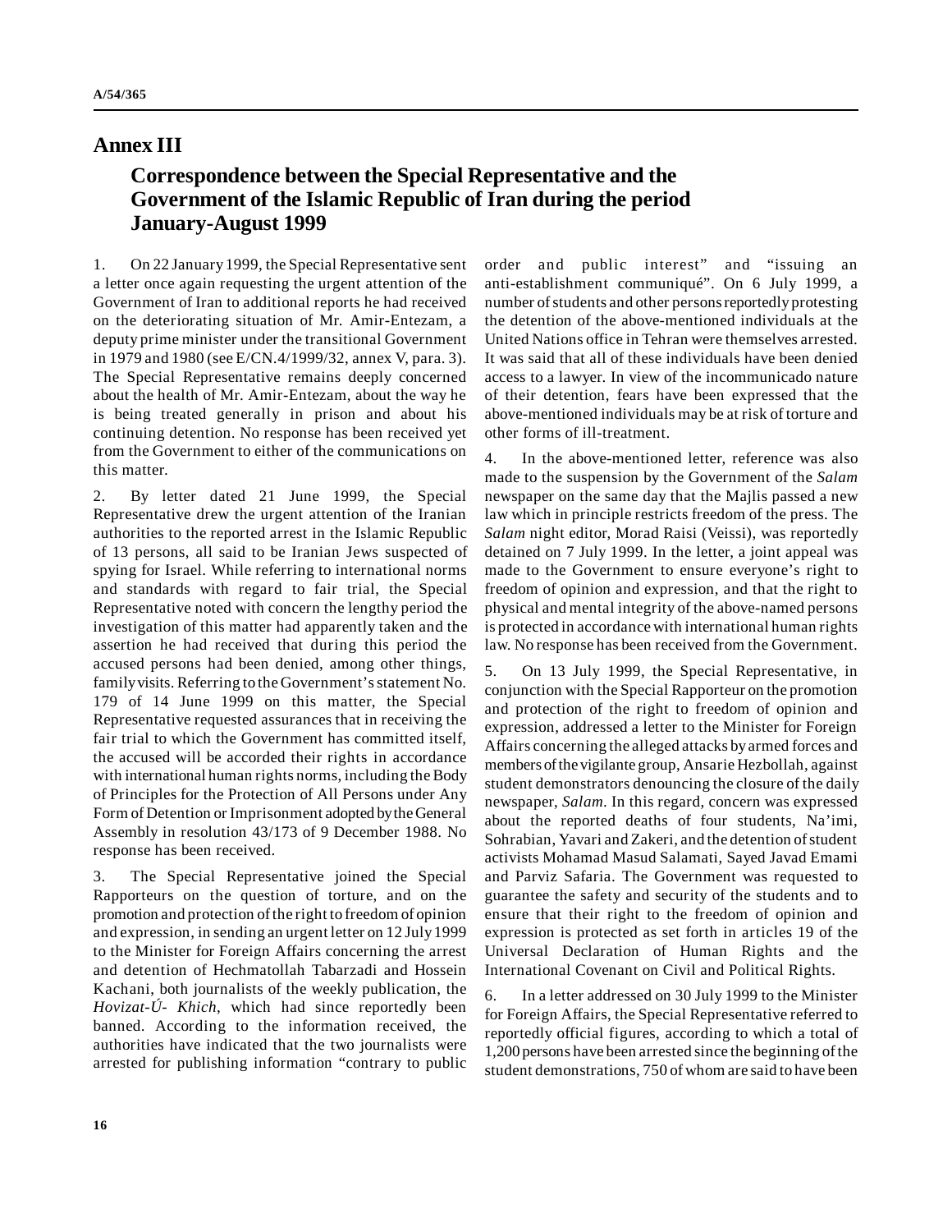# Annex III

## Correspondence between the Special Representative and the Government of the Islamic Republic of Iran during the period January-August 1999

1. On 22 January 1999, the Special Representative sent a letter once again requesting the urgent attention of the Government of Iran to additional reports he had received on the deteriorating situation of Mr. Amir-Entezam, a deputy prime minister under the transitional Government in 1979 and 1980 (see E/CN.4/1999/32, annex V, para. 3). The Special Representative remains deeply concerned about the health of Mr. Amir-Entezam, about the way he is being treated generally in prison and about his continuing detention. No response has been received yet from the Government to either of the communications on this matter.

2. By letter dated 21 June 1999, the Special Representative drew the urgent attention of the Iranian authorities to the reported arrest in the Islamic Republic of 13 persons, all said to be Iranian Jews suspected of spying for Israel. While referring to international norms and standards with regard to fair trial, the Special Representative noted with concern the lengthy period the investigation of this matter had apparently taken and the assertion he had received that during this period the accused persons had been denied, among other things, family visits. Referring to the Government's statement No. 179 of 14 June 1999 on this matter, the Special Representative requested assurances that in receiving the fair trial to which the Government has committed itself, the accused will be accorded their rights in accordance with international human rights norms, including the Body of Principles for the Protection of All Persons under Any Form of Detention or Imprisonment adopted by the General Assembly in resolution 43/173 of 9 December 1988. No response has been received.

3. The Special Representative joined the Special Rapporteurs on the question of torture, and on the promotion and protection of the right to freedom of opinion and expression, in sending an urgent letter on 12 July 1999 to the Minister for Foreign Affairs concerning the arrest and detention of Hechmatollah Tabarzadi and Hossein Kachani, both journalists of the weekly publication, the *Hovizat-Ú- Khich*, which had since reportedly been banned. According to the information received, the authorities have indicated that the two journalists were arrested for publishing information "contrary to public order and public interest" and "issuing an anti-establishment communiqué". On 6 July 1999, a number of students and other persons reportedly protesting the detention of the above-mentioned individuals at the United Nations office in Tehran were themselves arrested. It was said that all of these individuals have been denied access to a lawyer. In view of the incommunicado nature of their detention, fears have been expressed that the above-mentioned individuals may be at risk of torture and other forms of ill-treatment.

4. In the above-mentioned letter, reference was also made to the suspension by the Government of the *Salam* newspaper on the same day that the Majlis passed a new law which in principle restricts freedom of the press. The *Salam* night editor, Morad Raisi (Veissi), was reportedly detained on 7 July 1999. In the letter, a joint appeal was made to the Government to ensure everyone's right to freedom of opinion and expression, and that the right to physical and mental integrity of the above-named persons is protected in accordance with international human rights law. No response has been received from the Government.

5. On 13 July 1999, the Special Representative, in conjunction with the Special Rapporteur on the promotion and protection of the right to freedom of opinion and expression, addressed a letter to the Minister for Foreign Affairs concerning the alleged attacks by armed forces and members of the vigilante group, Ansarie Hezbollah, against student demonstrators denouncing the closure of the daily newspaper, *Salam*. In this regard, concern was expressed about the reported deaths of four students, Na'imi, Sohrabian, Yavari and Zakeri, and the detention of student activists Mohamad Masud Salamati, Sayed Javad Emami and Parviz Safaria. The Government was requested to guarantee the safety and security of the students and to ensure that their right to the freedom of opinion and expression is protected as set forth in articles 19 of the Universal Declaration of Human Rights and the International Covenant on Civil and Political Rights.

6. In a letter addressed on 30 July 1999 to the Minister for Foreign Affairs, the Special Representative referred to reportedly official figures, according to which a total of 1,200 persons have been arrested since the beginning of the student demonstrations, 750 of whom are said to have been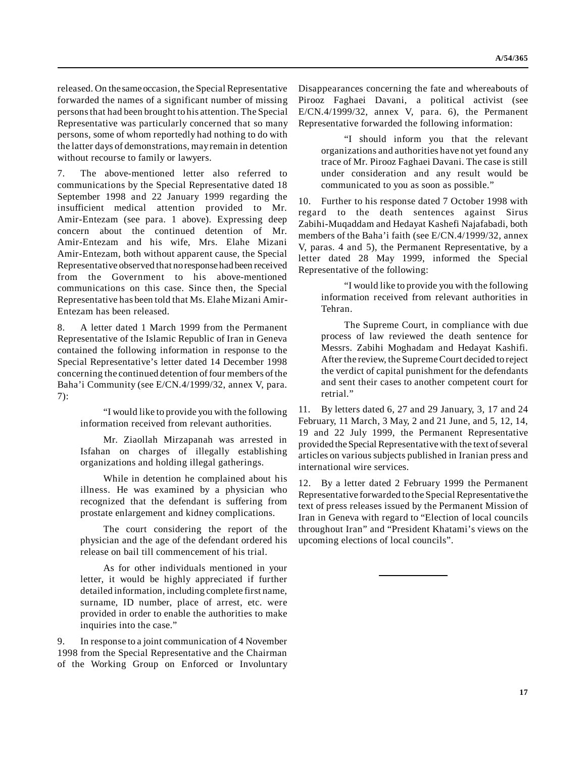released. On the same occasion, the Special Representative forwarded the names of a significant number of missing persons that had been brought to his attention. The Special Representative was particularly concerned that so many persons, some of whom reportedly had nothing to do with the latter days of demonstrations, may remain in detention without recourse to family or lawyers.

7. The above-mentioned letter also referred to communications by the Special Representative dated 18 September 1998 and 22 January 1999 regarding the insufficient medical attention provided to Mr. Amir-Entezam (see para. 1 above). Expressing deep concern about the continued detention of Mr. Amir-Entezam and his wife, Mrs. Elahe Mizani Amir-Entezam, both without apparent cause, the Special Representative observed that no response had been received from the Government to his above-mentioned communications on this case. Since then, the Special Representative has been told that Ms. Elahe Mizani Amir-Entezam has been released.

8. A letter dated 1 March 1999 from the Permanent Representative of the Islamic Republic of Iran in Geneva contained the following information in response to the Special Representative's letter dated 14 December 1998 concerning the continued detention of four members of the Baha'i Community (see E/CN.4/1999/32, annex V, para. 7):

> "I would like to provide you with the following information received from relevant authorities.
>
> Mr. Ziaollah Mirzapanah was arrested in Isfahan on charges of illegally establishing organizations and holding illegal gatherings.
>
> While in detention he complained about his illness. He was examined by a physician who recognized that the defendant is suffering from prostate enlargement and kidney complications.
>
> The court considering the report of the physician and the age of the defendant ordered his release on bail till commencement of his trial.
>
> As for other individuals mentioned in your letter, it would be highly appreciated if further detailed information, including complete first name, surname, ID number, place of arrest, etc. were provided in order to enable the authorities to make inquiries into the case."

9. In response to a joint communication of 4 November 1998 from the Special Representative and the Chairman of the Working Group on Enforced or Involuntary Disappearances concerning the fate and whereabouts of Pirooz Faghaei Davani, a political activist (see E/CN.4/1999/32, annex V, para. 6), the Permanent Representative forwarded the following information:

> "I should inform you that the relevant organizations and authorities have not yet found any trace of Mr. Pirooz Faghaei Davani. The case is still under consideration and any result would be communicated to you as soon as possible."

10. Further to his response dated 7 October 1998 with regard to the death sentences against Sirus Zabihi-Muqaddam and Hedayat Kashefi Najafabadi, both members of the Baha'i faith (see E/CN.4/1999/32, annex V, paras. 4 and 5), the Permanent Representative, by a letter dated 28 May 1999, informed the Special Representative of the following:

> "I would like to provide you with the following information received from relevant authorities in Tehran.
>
> The Supreme Court, in compliance with due process of law reviewed the death sentence for Messrs. Zabihi Moghadam and Hedayat Kashifi. After the review, the Supreme Court decided to reject the verdict of capital punishment for the defendants and sent their cases to another competent court for retrial."

11. By letters dated 6, 27 and 29 January, 3, 17 and 24 February, 11 March, 3 May, 2 and 21 June, and 5, 12, 14, 19 and 22 July 1999, the Permanent Representative provided the Special Representative with the text of several articles on various subjects published in Iranian press and international wire services.

12. By a letter dated 2 February 1999 the Permanent Representative forwarded to the Special Representative the text of press releases issued by the Permanent Mission of Iran in Geneva with regard to "Election of local councils throughout Iran" and "President Khatami's views on the upcoming elections of local councils".